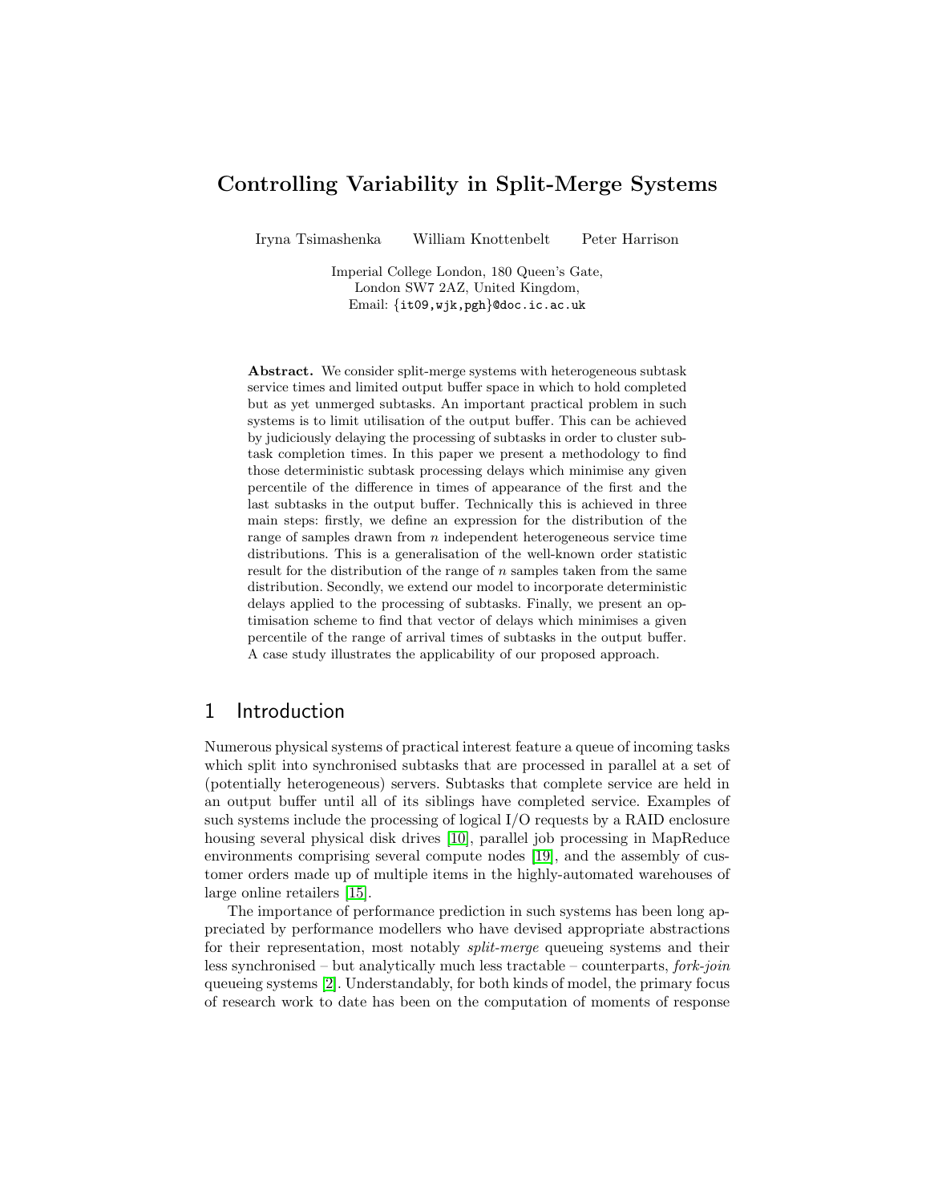# Controlling Variability in Split-Merge Systems

Iryna Tsimashenka William Knottenbelt Peter Harrison

Imperial College London, 180 Queen's Gate,
London SW7 2AZ, United Kingdom,
Email: {it09,wjk,pgh}@doc.ic.ac.uk

**Abstract.** We consider split-merge systems with heterogeneous subtask service times and limited output buffer space in which to hold completed but as yet unmerged subtasks. An important practical problem in such systems is to limit utilisation of the output buffer. This can be achieved by judiciously delaying the processing of subtasks in order to cluster subtask completion times. In this paper we present a methodology to find those deterministic subtask processing delays which minimise any given percentile of the difference in times of appearance of the first and the last subtasks in the output buffer. Technically this is achieved in three main steps: firstly, we define an expression for the distribution of the range of samples drawn from $n$ independent heterogeneous service time distributions. This is a generalisation of the well-known order statistic result for the distribution of the range of $n$ samples taken from the same distribution. Secondly, we extend our model to incorporate deterministic delays applied to the processing of subtasks. Finally, we present an optimisation scheme to find that vector of delays which minimises a given percentile of the range of arrival times of subtasks in the output buffer. A case study illustrates the applicability of our proposed approach.

## 1 Introduction

Numerous physical systems of practical interest feature a queue of incoming tasks which split into synchronised subtasks that are processed in parallel at a set of (potentially heterogeneous) servers. Subtasks that complete service are held in an output buffer until all of its siblings have completed service. Examples of such systems include the processing of logical I/O requests by a RAID enclosure housing several physical disk drives [10], parallel job processing in MapReduce environments comprising several compute nodes [19], and the assembly of customer orders made up of multiple items in the highly-automated warehouses of large online retailers [15].

The importance of performance prediction in such systems has been long appreciated by performance modellers who have devised appropriate abstractions for their representation, most notably *split-merge* queueing systems and their less synchronised – but analytically much less tractable – counterparts, *fork-join* queueing systems [2]. Understandably, for both kinds of model, the primary focus of research work to date has been on the computation of moments of response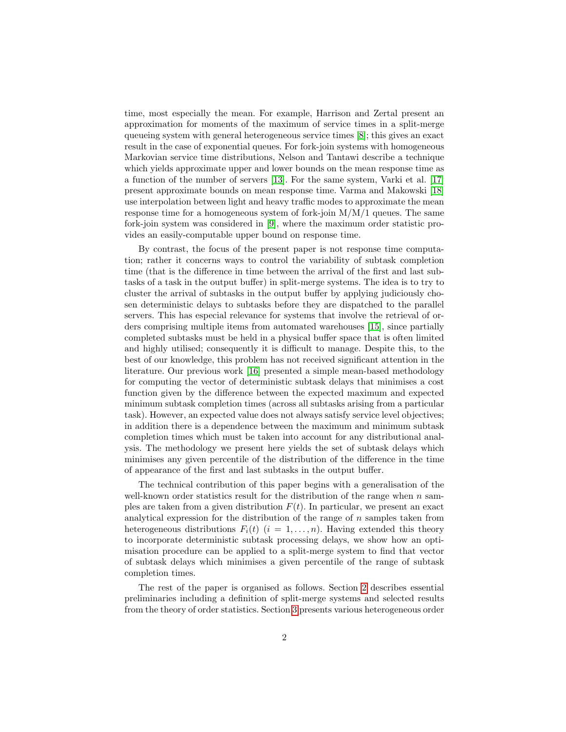time, most especially the mean. For example, Harrison and Zertal present an approximation for moments of the maximum of service times in a split-merge queueing system with general heterogeneous service times [8]; this gives an exact result in the case of exponential queues. For fork-join systems with homogeneous Markovian service time distributions, Nelson and Tantawi describe a technique which yields approximate upper and lower bounds on the mean response time as a function of the number of servers [13]. For the same system, Varki et al. [17] present approximate bounds on mean response time. Varma and Makowski [18] use interpolation between light and heavy traffic modes to approximate the mean response time for a homogeneous system of fork-join M/M/1 queues. The same fork-join system was considered in [9], where the maximum order statistic provides an easily-computable upper bound on response time.

By contrast, the focus of the present paper is not response time computation; rather it concerns ways to control the variability of subtask completion time (that is the difference in time between the arrival of the first and last subtasks of a task in the output buffer) in split-merge systems. The idea is to try to cluster the arrival of subtasks in the output buffer by applying judiciously chosen deterministic delays to subtasks before they are dispatched to the parallel servers. This has especial relevance for systems that involve the retrieval of orders comprising multiple items from automated warehouses [15], since partially completed subtasks must be held in a physical buffer space that is often limited and highly utilised; consequently it is difficult to manage. Despite this, to the best of our knowledge, this problem has not received significant attention in the literature. Our previous work [16] presented a simple mean-based methodology for computing the vector of deterministic subtask delays that minimises a cost function given by the difference between the expected maximum and expected minimum subtask completion times (across all subtasks arising from a particular task). However, an expected value does not always satisfy service level objectives; in addition there is a dependence between the maximum and minimum subtask completion times which must be taken into account for any distributional analysis. The methodology we present here yields the set of subtask delays which minimises any given percentile of the distribution of the difference in the time of appearance of the first and last subtasks in the output buffer.

The technical contribution of this paper begins with a generalisation of the well-known order statistics result for the distribution of the range when $n$ samples are taken from a given distribution $F(t)$. In particular, we present an exact analytical expression for the distribution of the range of $n$ samples taken from heterogeneous distributions $F_i(t)$ $(i = 1, \ldots, n)$. Having extended this theory to incorporate deterministic subtask processing delays, we show how an optimisation procedure can be applied to a split-merge system to find that vector of subtask delays which minimises a given percentile of the range of subtask completion times.

The rest of the paper is organised as follows. Section 2 describes essential preliminaries including a definition of split-merge systems and selected results from the theory of order statistics. Section 3 presents various heterogeneous order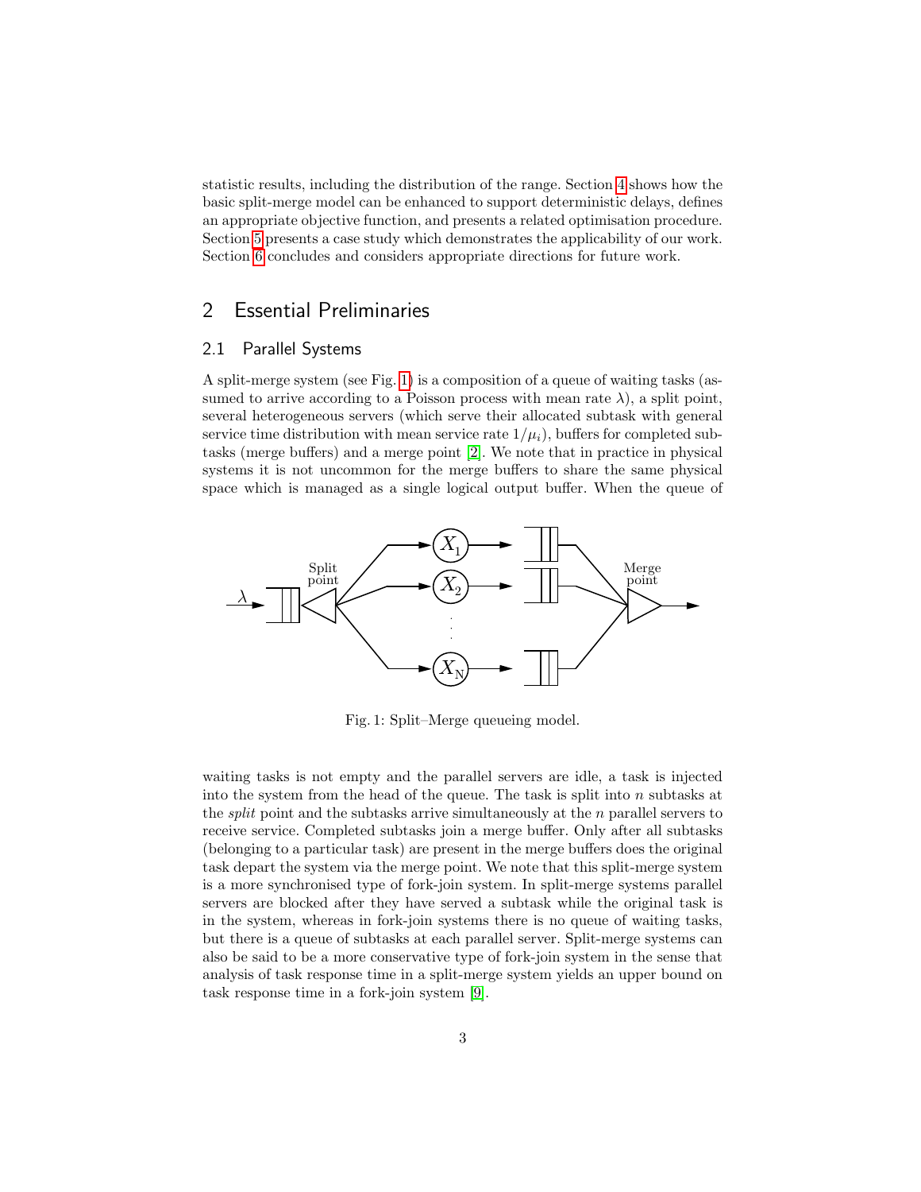statistic results, including the distribution of the range. Section 4 shows how the basic split-merge model can be enhanced to support deterministic delays, defines an appropriate objective function, and presents a related optimisation procedure. Section 5 presents a case study which demonstrates the applicability of our work. Section 6 concludes and considers appropriate directions for future work.

## 2 Essential Preliminaries

### 2.1 Parallel Systems

A split-merge system (see Fig. 1) is a composition of a queue of waiting tasks (assumed to arrive according to a Poisson process with mean rate $\lambda$), a split point, several heterogeneous servers (which serve their allocated subtask with general service time distribution with mean service rate $1/\mu_i$), buffers for completed subtasks (merge buffers) and a merge point [2]. We note that in practice in physical systems it is not uncommon for the merge buffers to share the same physical space which is managed as a single logical output buffer. When the queue of waiting tasks is not empty and the parallel servers are idle, a task is injected into the system from the head of the queue. The task is split into $n$ subtasks at the *split* point and the subtasks arrive simultaneously at the $n$ parallel servers to receive service. Completed subtasks join a merge buffer. Only after all subtasks (belonging to a particular task) are present in the merge buffers does the original task depart the system via the merge point. We note that this split-merge system is a more synchronised type of fork-join system. In split-merge systems parallel servers are blocked after they have served a subtask while the original task is in the system, whereas in fork-join systems there is no queue of waiting tasks, but there is a queue of subtasks at each parallel server. Split-merge systems can also be said to be a more conservative type of fork-join system in the sense that analysis of task response time in a split-merge system yields an upper bound on task response time in a fork-join system [9].

Fig. 1: Split–Merge queueing model.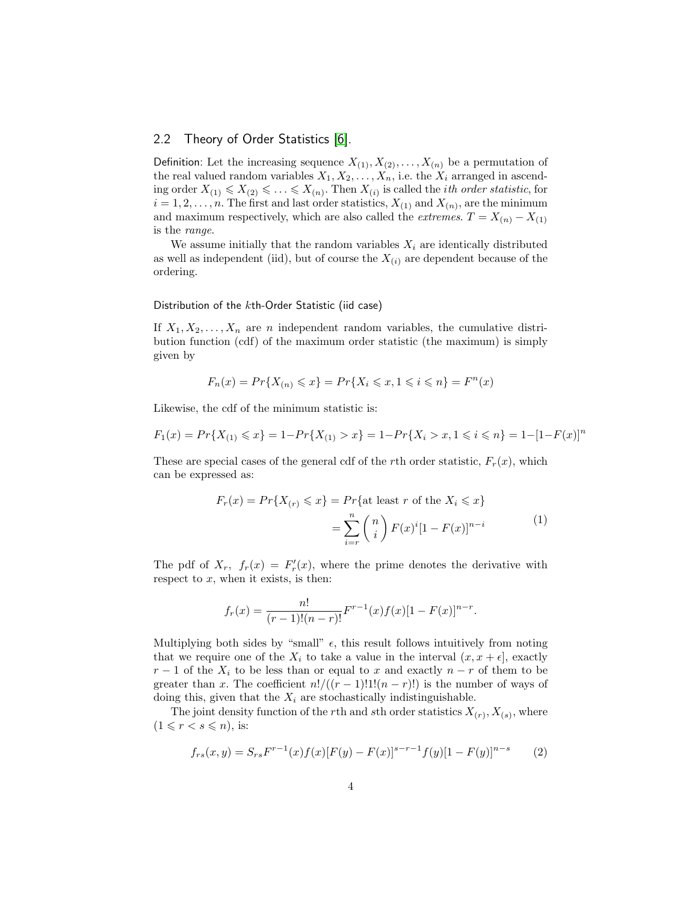## 2.2 Theory of Order Statistics [6].

Definition: Let the increasing sequence $X_{(1)}, X_{(2)}, \ldots, X_{(n)}$ be a permutation of the real valued random variables $X_1, X_2, \ldots, X_n$, i.e. the $X_i$ arranged in ascending order $X_{(1)} \leqslant X_{(2)} \leqslant \ldots \leqslant X_{(n)}$. Then $X_{(i)}$ is called the *ith order statistic*, for $i = 1, 2, \ldots, n$. The first and last order statistics, $X_{(1)}$ and $X_{(n)}$, are the minimum and maximum respectively, which are also called the *extremes*. $T = X_{(n)} - X_{(1)}$ is the *range*.

We assume initially that the random variables $X_i$ are identically distributed as well as independent (iid), but of course the $X_{(i)}$ are dependent because of the ordering.

### Distribution of the $k$th-Order Statistic (iid case)

If $X_1, X_2, \ldots, X_n$ are $n$ independent random variables, the cumulative distribution function (cdf) of the maximum order statistic (the maximum) is simply given by

$$F_n(x) = Pr\{X_{(n)} \leqslant x\} = Pr\{X_i \leqslant x, 1 \leqslant i \leqslant n\} = F^n(x)$$

Likewise, the cdf of the minimum statistic is:

$$F_1(x) = Pr\{X_{(1)} \leqslant x\} = 1 - Pr\{X_{(1)} > x\} = 1 - Pr\{X_i > x, 1 \leqslant i \leqslant n\} = 1 - [1 - F(x)]^n$$

These are special cases of the general cdf of the $r$th order statistic, $F_r(x)$, which can be expressed as:

$$\begin{aligned} F_r(x) = Pr\{X_{(r)} \leqslant x\} &= Pr\{\text{at least } r \text{ of the } X_i \leqslant x\} \\ &= \sum_{i=r}^{n} \binom{n}{i} F(x)^i [1 - F(x)]^{n-i} \end{aligned} \tag{1}$$

The pdf of $X_r$, $f_r(x) = F_r'(x)$, where the prime denotes the derivative with respect to $x$, when it exists, is then:

$$f_r(x) = \frac{n!}{(r-1)!(n-r)!} F^{r-1}(x) f(x) [1 - F(x)]^{n-r}.$$

Multiplying both sides by "small" $\epsilon$, this result follows intuitively from noting that we require one of the $X_i$ to take a value in the interval $(x, x + \epsilon]$, exactly $r - 1$ of the $X_i$ to be less than or equal to $x$ and exactly $n - r$ of them to be greater than $x$. The coefficient $n!/((r-1)!1!(n-r)!)$ is the number of ways of doing this, given that the $X_i$ are stochastically indistinguishable.

The joint density function of the $r$th and $s$th order statistics $X_{(r)}, X_{(s)}$, where $(1 \leqslant r < s \leqslant n)$, is:

$$f_{rs}(x, y) = S_{rs} F^{r-1}(x) f(x) [F(y) - F(x)]^{s-r-1} f(y) [1 - F(y)]^{n-s} \tag{2}$$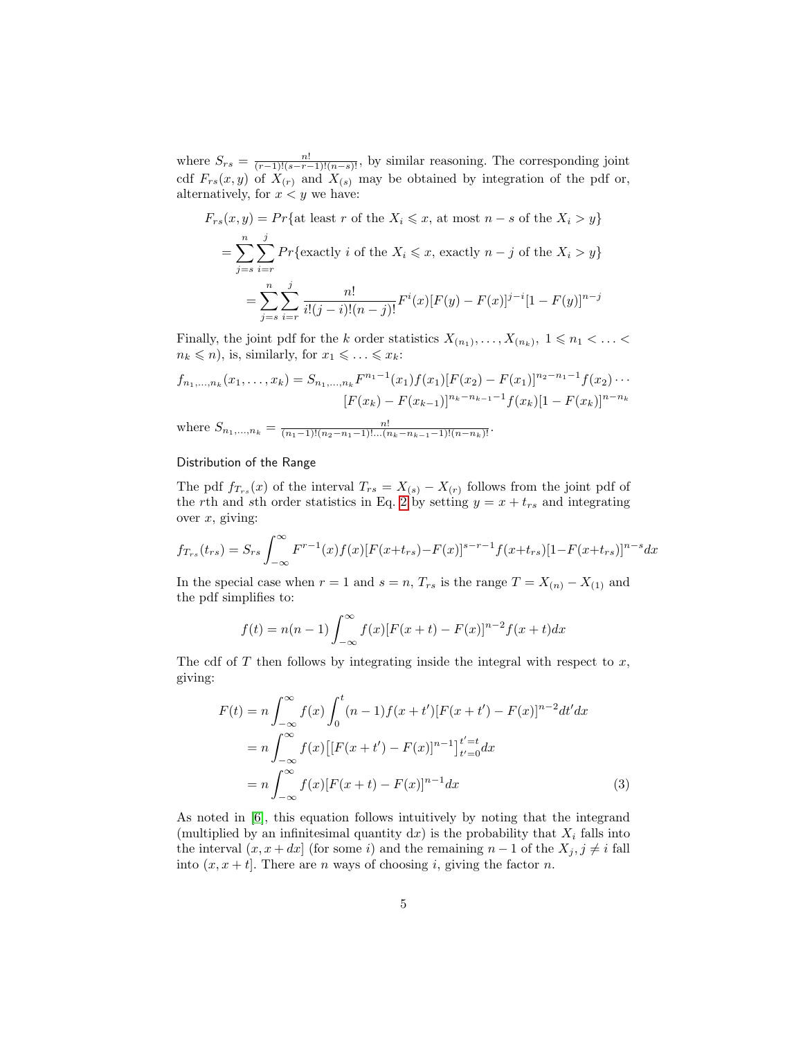where $S_{rs} = \frac{n!}{(r-1)!(s-r-1)!(n-s)!}$, by similar reasoning. The corresponding joint cdf $F_{rs}(x, y)$ of $X_{(r)}$ and $X_{(s)}$ may be obtained by integration of the pdf or, alternatively, for $x < y$ we have:

$$
\begin{aligned}
F_{rs}(x, y) &= Pr\{\text{at least } r \text{ of the } X_i \leqslant x, \text{ at most } n-s \text{ of the } X_i > y\} \\
&= \sum_{j=s}^{n} \sum_{i=r}^{j} Pr\{\text{exactly } i \text{ of the } X_i \leqslant x, \text{ exactly } n-j \text{ of the } X_i > y\} \\
&= \sum_{j=s}^{n} \sum_{i=r}^{j} \frac{n!}{i!(j-i)!(n-j)!} F^i(x)[F(y) - F(x)]^{j-i}[1 - F(y)]^{n-j}
\end{aligned}
$$

Finally, the joint pdf for the $k$ order statistics $X_{(n_1)}, \ldots, X_{(n_k)}$, $1 \leqslant n_1 < \ldots < n_k \leqslant n$), is, similarly, for $x_1 \leqslant \ldots \leqslant x_k$:

$$
\begin{aligned}
f_{n_1,\ldots,n_k}(x_1, \ldots, x_k) = S_{n_1,\ldots,n_k} F^{n_1-1}(x_1) f(x_1)[F(x_2) - F(x_1)]^{n_2-n_1-1} f(x_2) \cdots \\
[F(x_k) - F(x_{k-1})]^{n_k-n_{k-1}-1} f(x_k)[1 - F(x_k)]^{n-n_k}
\end{aligned}
$$

where $S_{n_1,\ldots,n_k} = \frac{n!}{(n_1-1)!(n_2-n_1-1)!\ldots(n_k-n_{k-1}-1)!(n-n_k)!}$.

### Distribution of the Range

The pdf $f_{T_{rs}}(x)$ of the interval $T_{rs} = X_{(s)} - X_{(r)}$ follows from the joint pdf of the $r$th and $s$th order statistics in Eq. 2 by setting $y = x + t_{rs}$ and integrating over $x$, giving:

$$
f_{T_{rs}}(t_{rs}) = S_{rs} \int_{-\infty}^{\infty} F^{r-1}(x) f(x)[F(x+t_{rs}) - F(x)]^{s-r-1} f(x+t_{rs})[1 - F(x+t_{rs})]^{n-s} dx
$$

In the special case when $r = 1$ and $s = n$, $T_{rs}$ is the range $T = X_{(n)} - X_{(1)}$ and the pdf simplifies to:

$$
f(t) = n(n-1) \int_{-\infty}^{\infty} f(x)[F(x+t) - F(x)]^{n-2} f(x+t) dx
$$

The cdf of $T$ then follows by integrating inside the integral with respect to $x$, giving:

$$
\begin{aligned}
F(t) &= n \int_{-\infty}^{\infty} f(x) \int_{0}^{t} (n-1) f(x+t')[F(x+t') - F(x)]^{n-2} dt' dx \\
&= n \int_{-\infty}^{\infty} f(x) \big[[F(x+t') - F(x)]^{n-1}\big]_{t'=0}^{t'=t} dx \\
&= n \int_{-\infty}^{\infty} f(x)[F(x+t) - F(x)]^{n-1} dx \qquad (3)
\end{aligned}
$$

As noted in [6], this equation follows intuitively by noting that the integrand (multiplied by an infinitesimal quantity d$x$) is the probability that $X_i$ falls into the interval $(x, x+dx]$ (for some $i$) and the remaining $n-1$ of the $X_j, j \neq i$ fall into $(x, x+t]$. There are $n$ ways of choosing $i$, giving the factor $n$.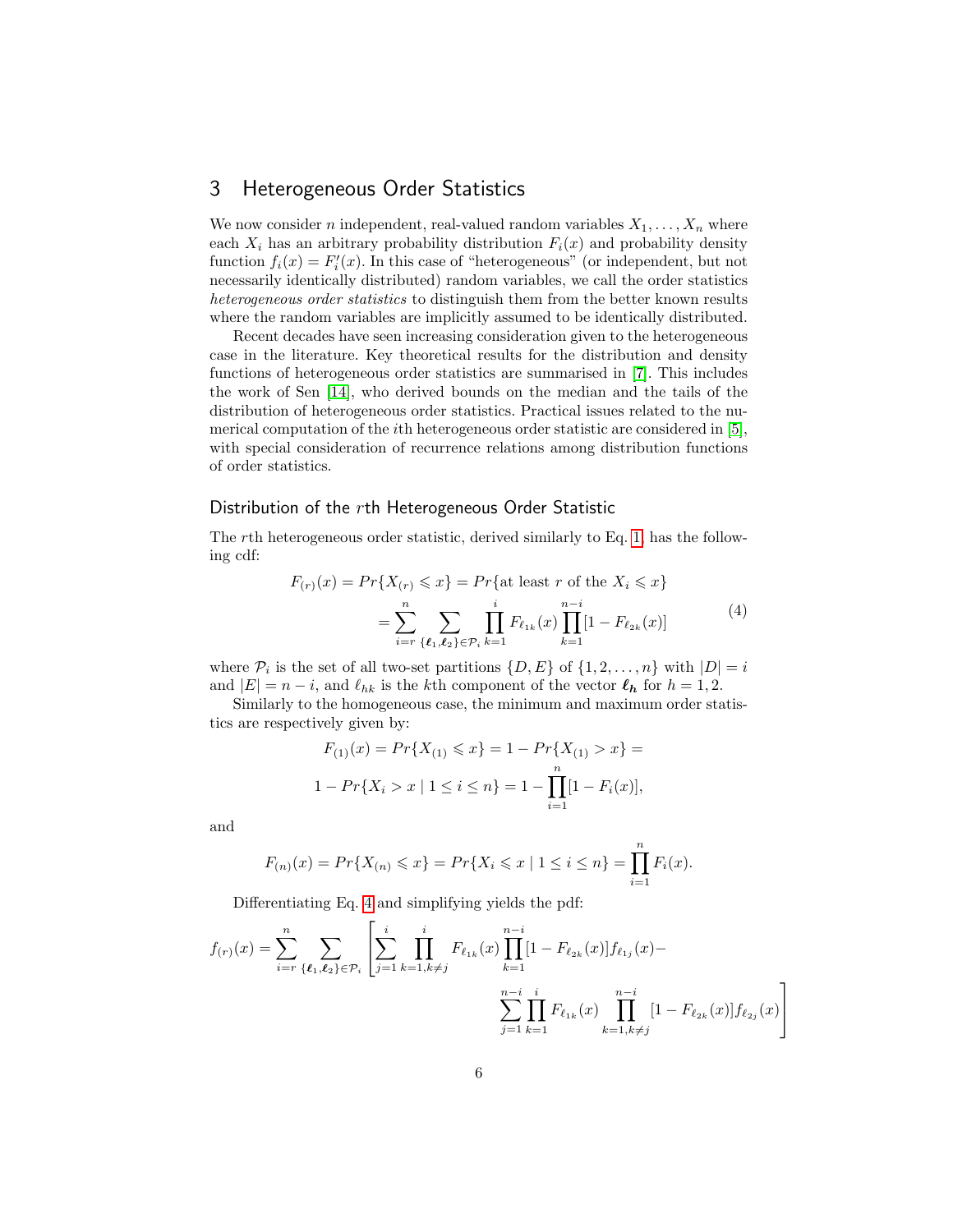## 3 Heterogeneous Order Statistics

We now consider $n$ independent, real-valued random variables $X_1, \ldots, X_n$ where each $X_i$ has an arbitrary probability distribution $F_i(x)$ and probability density function $f_i(x) = F_i'(x)$. In this case of "heterogeneous" (or independent, but not necessarily identically distributed) random variables, we call the order statistics *heterogeneous order statistics* to distinguish them from the better known results where the random variables are implicitly assumed to be identically distributed.

Recent decades have seen increasing consideration given to the heterogeneous case in the literature. Key theoretical results for the distribution and density functions of heterogeneous order statistics are summarised in [7]. This includes the work of Sen [14], who derived bounds on the median and the tails of the distribution of heterogeneous order statistics. Practical issues related to the numerical computation of the $i$th heterogeneous order statistic are considered in [5], with special consideration of recurrence relations among distribution functions of order statistics.

### Distribution of the $r$th Heterogeneous Order Statistic

The $r$th heterogeneous order statistic, derived similarly to Eq. 1, has the following cdf:

$$
\begin{aligned}
F_{(r)}(x) &= Pr\{X_{(r)} \leqslant x\} = Pr\{\text{at least } r \text{ of the } X_i \leqslant x\} \\
&= \sum_{i=r}^{n} \sum_{\{\boldsymbol{\ell}_1, \boldsymbol{\ell}_2\} \in \mathcal{P}_i} \prod_{k=1}^{i} F_{\ell_{1k}}(x) \prod_{k=1}^{n-i} [1 - F_{\ell_{2k}}(x)]
\end{aligned}
\tag{4}
$$

where $\mathcal{P}_i$ is the set of all two-set partitions $\{D, E\}$ of $\{1, 2, \ldots, n\}$ with $|D| = i$ and $|E| = n - i$, and $\ell_{hk}$ is the $k$th component of the vector $\boldsymbol{\ell_h}$ for $h = 1, 2$.

Similarly to the homogeneous case, the minimum and maximum order statistics are respectively given by:

$$
F_{(1)}(x) = Pr\{X_{(1)} \leqslant x\} = 1 - Pr\{X_{(1)} > x\} =
$$

$$
1 - Pr\{X_i > x \mid 1 \leq i \leq n\} = 1 - \prod_{i=1}^{n} [1 - F_i(x)],
$$

and

$$
F_{(n)}(x) = Pr\{X_{(n)} \leqslant x\} = Pr\{X_i \leqslant x \mid 1 \leq i \leq n\} = \prod_{i=1}^{n} F_i(x).
$$

Differentiating Eq. 4 and simplifying yields the pdf:

$$
\begin{aligned}
f_{(r)}(x) = \sum_{i=r}^{n} \sum_{\{\boldsymbol{\ell}_1, \boldsymbol{\ell}_2\} \in \mathcal{P}_i} \Bigg[ &\sum_{j=1}^{i} \prod_{k=1, k \neq j}^{i} F_{\ell_{1k}}(x) \prod_{k=1}^{n-i} [1 - F_{\ell_{2k}}(x)] f_{\ell_{1j}}(x) - \\
&\sum_{j=1}^{n-i} \prod_{k=1}^{i} F_{\ell_{1k}}(x) \prod_{k=1, k \neq j}^{n-i} [1 - F_{\ell_{2k}}(x)] f_{\ell_{2j}}(x) \Bigg]
\end{aligned}
$$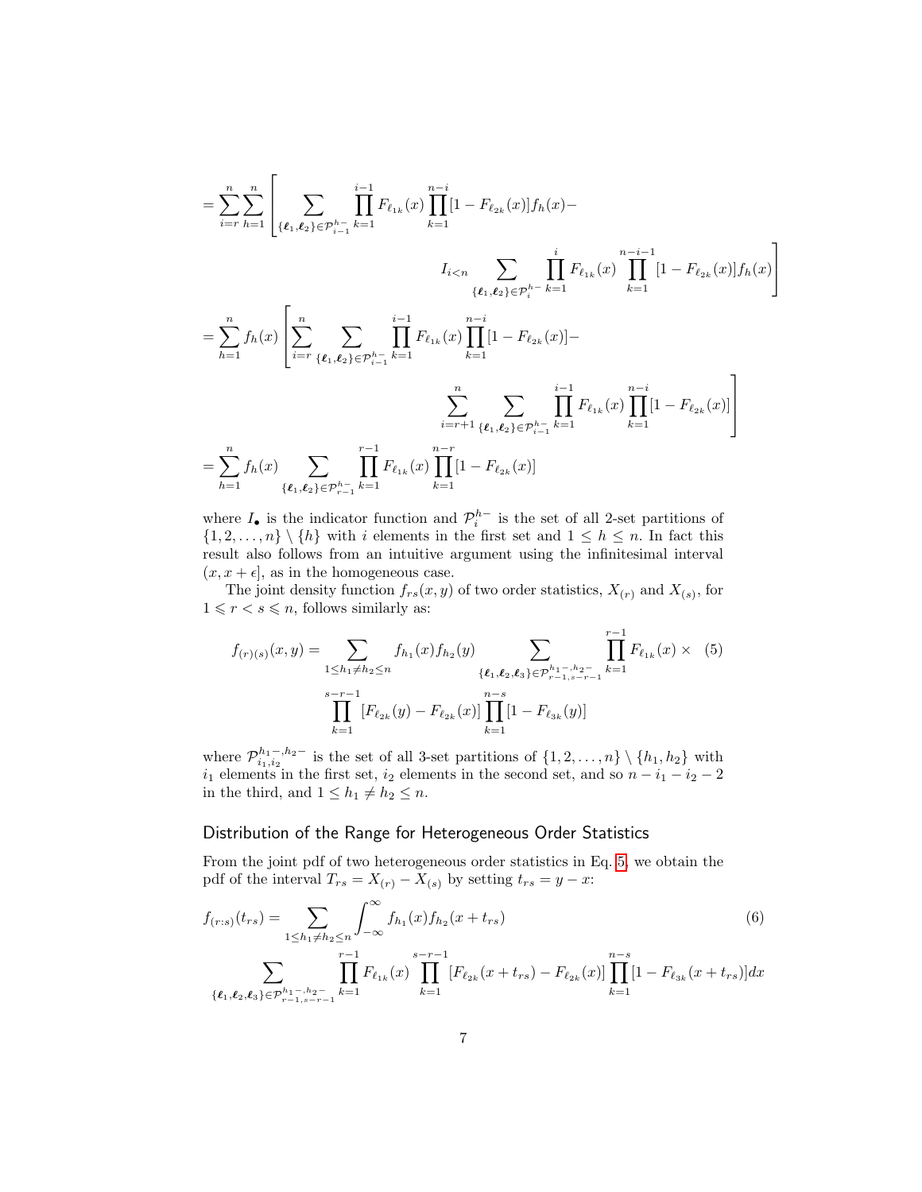$$
\begin{aligned}
&= \sum_{i=r}^{n} \sum_{h=1}^{n} \Bigg[ \sum_{\{\boldsymbol{\ell}_1, \boldsymbol{\ell}_2\} \in \mathcal{P}_{i-1}^{h-}} \prod_{k=1}^{i-1} F_{\ell_{1k}}(x) \prod_{k=1}^{n-i} [1 - F_{\ell_{2k}}(x)] f_h(x) - \\
&\qquad\qquad I_{i<n} \sum_{\{\boldsymbol{\ell}_1, \boldsymbol{\ell}_2\} \in \mathcal{P}_{i}^{h-}} \prod_{k=1}^{i} F_{\ell_{1k}}(x) \prod_{k=1}^{n-i-1} [1 - F_{\ell_{2k}}(x)] f_h(x) \Bigg] \\
&= \sum_{h=1}^{n} f_h(x) \Bigg[ \sum_{i=r}^{n} \sum_{\{\boldsymbol{\ell}_1, \boldsymbol{\ell}_2\} \in \mathcal{P}_{i-1}^{h-}} \prod_{k=1}^{i-1} F_{\ell_{1k}}(x) \prod_{k=1}^{n-i} [1 - F_{\ell_{2k}}(x)] - \\
&\qquad\qquad \sum_{i=r+1}^{n} \sum_{\{\boldsymbol{\ell}_1, \boldsymbol{\ell}_2\} \in \mathcal{P}_{i-1}^{h-}} \prod_{k=1}^{i-1} F_{\ell_{1k}}(x) \prod_{k=1}^{n-i} [1 - F_{\ell_{2k}}(x)] \Bigg] \\
&= \sum_{h=1}^{n} f_h(x) \sum_{\{\boldsymbol{\ell}_1, \boldsymbol{\ell}_2\} \in \mathcal{P}_{r-1}^{h-}} \prod_{k=1}^{r-1} F_{\ell_{1k}}(x) \prod_{k=1}^{n-r} [1 - F_{\ell_{2k}}(x)]
\end{aligned}
$$

where $I_\bullet$ is the indicator function and $\mathcal{P}_i^{h-}$ is the set of all 2-set partitions of $\{1, 2, \ldots, n\} \setminus \{h\}$ with $i$ elements in the first set and $1 \leq h \leq n$. In fact this result also follows from an intuitive argument using the infinitesimal interval $(x, x + \epsilon]$, as in the homogeneous case.

The joint density function $f_{rs}(x, y)$ of two order statistics, $X_{(r)}$ and $X_{(s)}$, for $1 \leqslant r < s \leqslant n$, follows similarly as:

$$
\begin{aligned}
f_{(r)(s)}(x, y) = \sum_{1 \leq h_1 \neq h_2 \leq n} f_{h_1}(x) f_{h_2}(y) \sum_{\{\boldsymbol{\ell}_1, \boldsymbol{\ell}_2, \boldsymbol{\ell}_3\} \in \mathcal{P}_{r-1, s-r-1}^{h_1-, h_2-}} \prod_{k=1}^{r-1} F_{\ell_{1k}}(x) \times \quad (5) \\
\prod_{k=1}^{s-r-1} [F_{\ell_{2k}}(y) - F_{\ell_{2k}}(x)] \prod_{k=1}^{n-s} [1 - F_{\ell_{3k}}(y)]
\end{aligned}
$$

where $\mathcal{P}_{i_1, i_2}^{h_1-, h_2-}$ is the set of all 3-set partitions of $\{1, 2, \ldots, n\} \setminus \{h_1, h_2\}$ with $i_1$ elements in the first set, $i_2$ elements in the second set, and so $n - i_1 - i_2 - 2$ in the third, and $1 \leq h_1 \neq h_2 \leq n$.

## Distribution of the Range for Heterogeneous Order Statistics

From the joint pdf of two heterogeneous order statistics in Eq. 5, we obtain the pdf of the interval $T_{rs} = X_{(r)} - X_{(s)}$ by setting $t_{rs} = y - x$:

$$
\begin{aligned}
f_{(r:s)}(t_{rs}) = \sum_{1 \leq h_1 \neq h_2 \leq n} \int_{-\infty}^{\infty} f_{h_1}(x) f_{h_2}(x + t_{rs}) \qquad\qquad (6) \\
\sum_{\{\boldsymbol{\ell}_1, \boldsymbol{\ell}_2, \boldsymbol{\ell}_3\} \in \mathcal{P}_{r-1, s-r-1}^{h_1-, h_2-}} \prod_{k=1}^{r-1} F_{\ell_{1k}}(x) \prod_{k=1}^{s-r-1} [F_{\ell_{2k}}(x + t_{rs}) - F_{\ell_{2k}}(x)] \prod_{k=1}^{n-s} [1 - F_{\ell_{3k}}(x + t_{rs})] dx
\end{aligned}
$$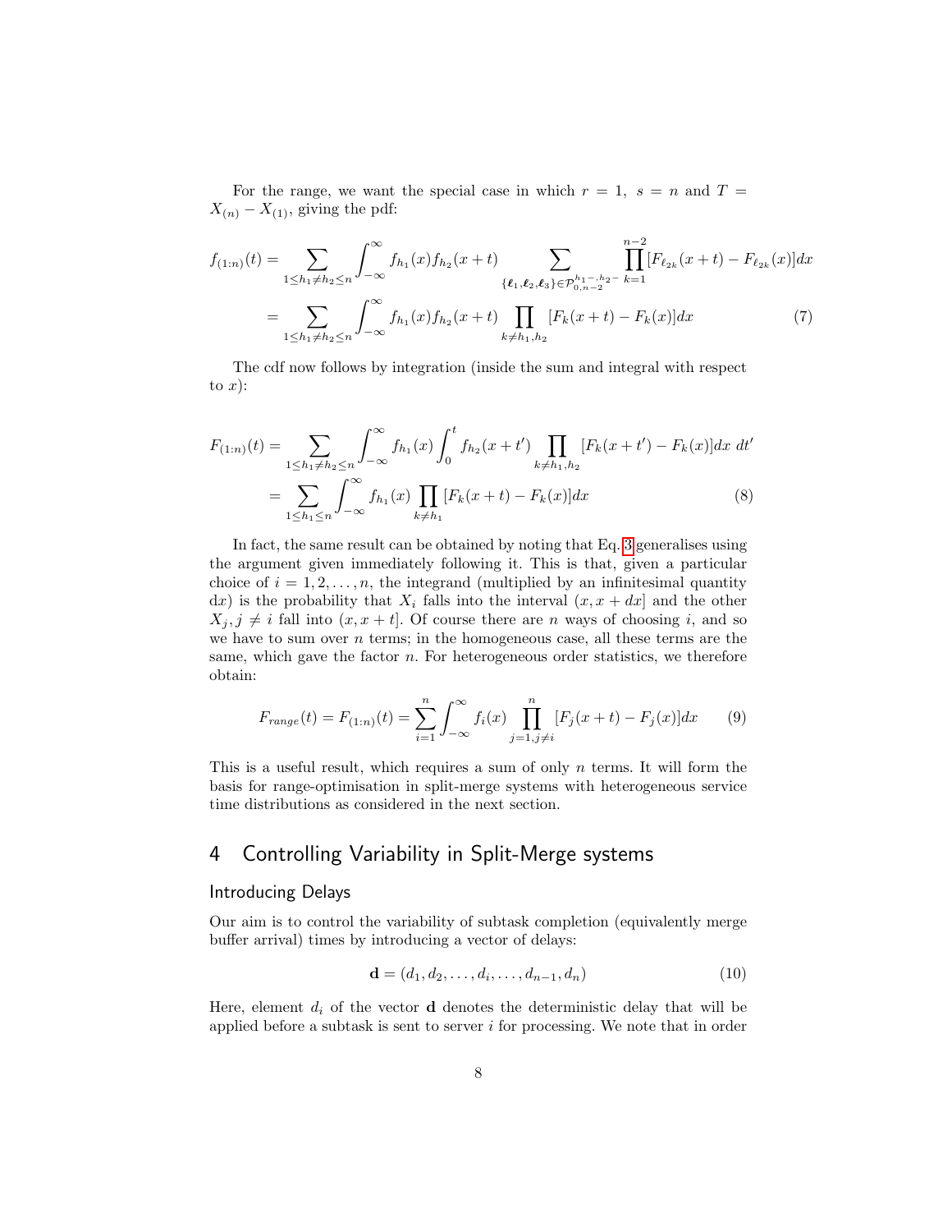For the range, we want the special case in which $r = 1$, $s = n$ and $T = X_{(n)} - X_{(1)}$, giving the pdf:

$$f_{(1:n)}(t) = \sum_{1 \le h_1 \ne h_2 \le n} \int_{-\infty}^{\infty} f_{h_1}(x) f_{h_2}(x+t) \sum_{\{\boldsymbol{\ell}_1, \boldsymbol{\ell}_2, \boldsymbol{\ell}_3\} \in \mathcal{P}_{0,n-2}^{h_1-,h_2-}} \prod_{k=1}^{n-2} [F_{\ell_{2k}}(x+t) - F_{\ell_{2k}}(x)] dx$$

$$= \sum_{1 \le h_1 \ne h_2 \le n} \int_{-\infty}^{\infty} f_{h_1}(x) f_{h_2}(x+t) \prod_{k \ne h_1, h_2} [F_k(x+t) - F_k(x)] dx \tag{7}$$

The cdf now follows by integration (inside the sum and integral with respect to $x$):

$$F_{(1:n)}(t) = \sum_{1 \le h_1 \ne h_2 \le n} \int_{-\infty}^{\infty} f_{h_1}(x) \int_0^t f_{h_2}(x+t') \prod_{k \ne h_1, h_2} [F_k(x+t') - F_k(x)] dx \; dt'$$

$$= \sum_{1 \le h_1 \le n} \int_{-\infty}^{\infty} f_{h_1}(x) \prod_{k \ne h_1} [F_k(x+t) - F_k(x)] dx \tag{8}$$

In fact, the same result can be obtained by noting that Eq. 3 generalises using the argument given immediately following it. This is that, given a particular choice of $i = 1, 2, \dots, n$, the integrand (multiplied by an infinitesimal quantity $dx$) is the probability that $X_i$ falls into the interval $(x, x+dx]$ and the other $X_j, j \ne i$ fall into $(x, x+t]$. Of course there are $n$ ways of choosing $i$, and so we have to sum over $n$ terms; in the homogeneous case, all these terms are the same, which gave the factor $n$. For heterogeneous order statistics, we therefore obtain:

$$F_{range}(t) = F_{(1:n)}(t) = \sum_{i=1}^{n} \int_{-\infty}^{\infty} f_i(x) \prod_{j=1, j \ne i}^{n} [F_j(x+t) - F_j(x)] dx \tag{9}$$

This is a useful result, which requires a sum of only $n$ terms. It will form the basis for range-optimisation in split-merge systems with heterogeneous service time distributions as considered in the next section.

# 4 Controlling Variability in Split-Merge systems

## Introducing Delays

Our aim is to control the variability of subtask completion (equivalently merge buffer arrival) times by introducing a vector of delays:

$$\mathbf{d} = (d_1, d_2, \dots, d_i, \dots, d_{n-1}, d_n) \tag{10}$$

Here, element $d_i$ of the vector $\mathbf{d}$ denotes the deterministic delay that will be applied before a subtask is sent to server $i$ for processing. We note that in order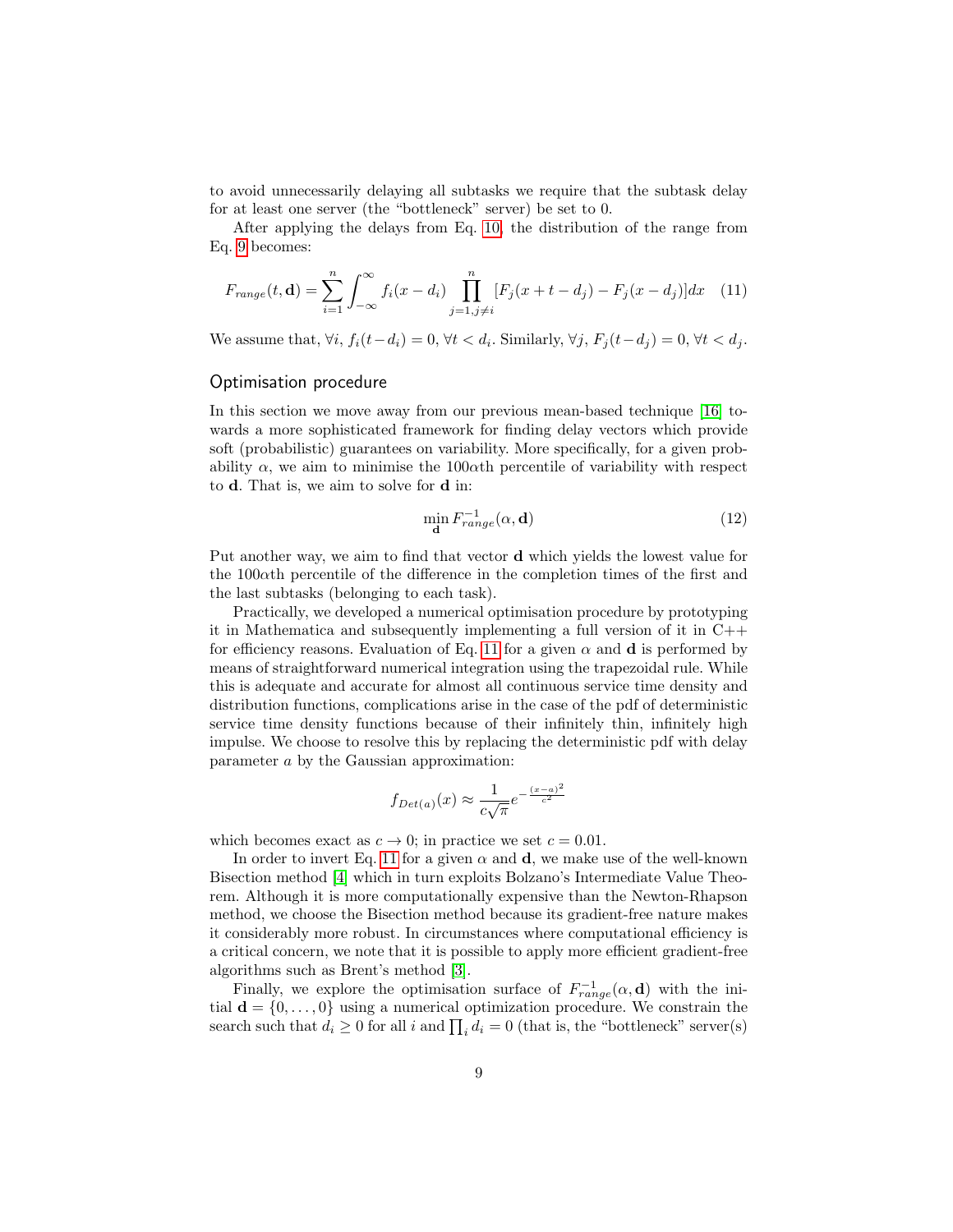to avoid unnecessarily delaying all subtasks we require that the subtask delay for at least one server (the "bottleneck" server) be set to 0.

After applying the delays from Eq. 10, the distribution of the range from Eq. 9 becomes:

$$F_{range}(t, \mathbf{d}) = \sum_{i=1}^{n} \int_{-\infty}^{\infty} f_i(x - d_i) \prod_{j=1, j \neq i}^{n} [F_j(x + t - d_j) - F_j(x - d_j)] dx \quad (11)$$

We assume that, $\forall i$, $f_i(t - d_i) = 0$, $\forall t < d_i$. Similarly, $\forall j$, $F_j(t - d_j) = 0$, $\forall t < d_j$.

## Optimisation procedure

In this section we move away from our previous mean-based technique [16] towards a more sophisticated framework for finding delay vectors which provide soft (probabilistic) guarantees on variability. More specifically, for a given probability $\alpha$, we aim to minimise the $100\alpha$th percentile of variability with respect to $\mathbf{d}$. That is, we aim to solve for $\mathbf{d}$ in:

$$\min_{\mathbf{d}} F^{-1}_{range}(\alpha, \mathbf{d}) \quad (12)$$

Put another way, we aim to find that vector $\mathbf{d}$ which yields the lowest value for the $100\alpha$th percentile of the difference in the completion times of the first and the last subtasks (belonging to each task).

Practically, we developed a numerical optimisation procedure by prototyping it in Mathematica and subsequently implementing a full version of it in C++ for efficiency reasons. Evaluation of Eq. 11 for a given $\alpha$ and $\mathbf{d}$ is performed by means of straightforward numerical integration using the trapezoidal rule. While this is adequate and accurate for almost all continuous service time density and distribution functions, complications arise in the case of the pdf of deterministic service time density functions because of their infinitely thin, infinitely high impulse. We choose to resolve this by replacing the deterministic pdf with delay parameter $a$ by the Gaussian approximation:

$$f_{Det(a)}(x) \approx \frac{1}{c\sqrt{\pi}} e^{-\frac{(x-a)^2}{c^2}}$$

which becomes exact as $c \to 0$; in practice we set $c = 0.01$.

In order to invert Eq. 11 for a given $\alpha$ and $\mathbf{d}$, we make use of the well-known Bisection method [4] which in turn exploits Bolzano's Intermediate Value Theorem. Although it is more computationally expensive than the Newton-Rhapson method, we choose the Bisection method because its gradient-free nature makes it considerably more robust. In circumstances where computational efficiency is a critical concern, we note that it is possible to apply more efficient gradient-free algorithms such as Brent's method [3].

Finally, we explore the optimisation surface of $F^{-1}_{range}(\alpha, \mathbf{d})$ with the initial $\mathbf{d} = \{0, \ldots, 0\}$ using a numerical optimization procedure. We constrain the search such that $d_i \geq 0$ for all $i$ and $\prod_i d_i = 0$ (that is, the "bottleneck" server(s)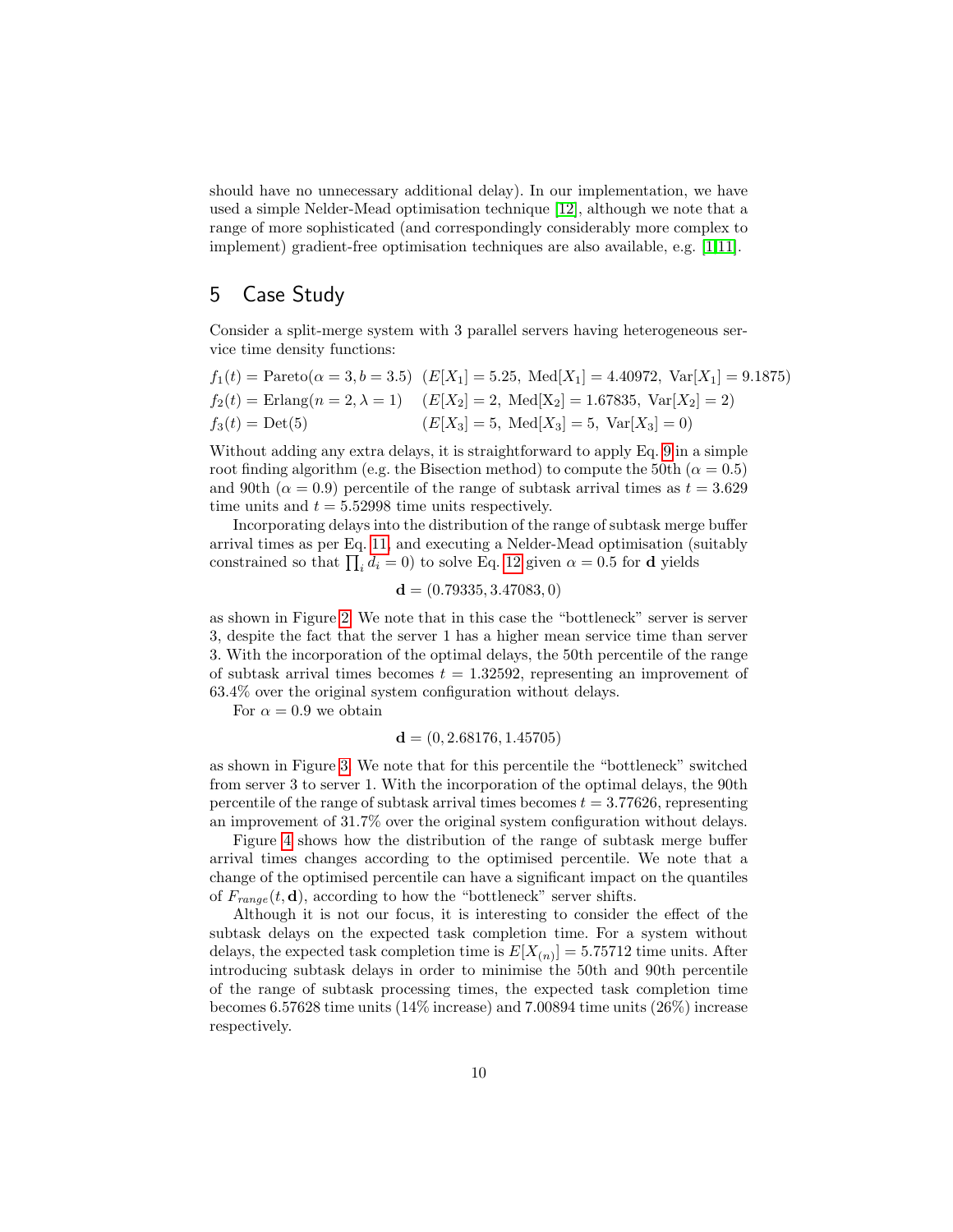should have no unnecessary additional delay). In our implementation, we have used a simple Nelder-Mead optimisation technique [12], although we note that a range of more sophisticated (and correspondingly considerably more complex to implement) gradient-free optimisation techniques are also available, e.g. [1,11].

## 5 Case Study

Consider a split-merge system with 3 parallel servers having heterogeneous service time density functions:

$$
\begin{aligned}
f_1(t) &= \text{Pareto}(\alpha = 3, b = 3.5) \quad (E[X_1] = 5.25,\ \text{Med}[X_1] = 4.40972,\ \text{Var}[X_1] = 9.1875) \\
f_2(t) &= \text{Erlang}(n = 2, \lambda = 1) \quad (E[X_2] = 2,\ \text{Med}[X_2] = 1.67835,\ \text{Var}[X_2] = 2) \\
f_3(t) &= \text{Det}(5) \quad (E[X_3] = 5,\ \text{Med}[X_3] = 5,\ \text{Var}[X_3] = 0)
\end{aligned}
$$

Without adding any extra delays, it is straightforward to apply Eq. 9 in a simple root finding algorithm (e.g. the Bisection method) to compute the 50th ($\alpha = 0.5$) and 90th ($\alpha = 0.9$) percentile of the range of subtask arrival times as $t = 3.629$ time units and $t = 5.52998$ time units respectively.

Incorporating delays into the distribution of the range of subtask merge buffer arrival times as per Eq. 11, and executing a Nelder-Mead optimisation (suitably constrained so that $\prod_i d_i = 0$) to solve Eq. 12 given $\alpha = 0.5$ for $\mathbf{d}$ yields

$$\mathbf{d} = (0.79335, 3.47083, 0)$$

as shown in Figure 2. We note that in this case the "bottleneck" server is server 3, despite the fact that the server 1 has a higher mean service time than server 3. With the incorporation of the optimal delays, the 50th percentile of the range of subtask arrival times becomes $t = 1.32592$, representing an improvement of 63.4% over the original system configuration without delays.

For $\alpha = 0.9$ we obtain

$$\mathbf{d} = (0, 2.68176, 1.45705)$$

as shown in Figure 3. We note that for this percentile the "bottleneck" switched from server 3 to server 1. With the incorporation of the optimal delays, the 90th percentile of the range of subtask arrival times becomes $t = 3.77626$, representing an improvement of 31.7% over the original system configuration without delays.

Figure 4 shows how the distribution of the range of subtask merge buffer arrival times changes according to the optimised percentile. We note that a change of the optimised percentile can have a significant impact on the quantiles of $F_{range}(t, \mathbf{d})$, according to how the "bottleneck" server shifts.

Although it is not our focus, it is interesting to consider the effect of the subtask delays on the expected task completion time. For a system without delays, the expected task completion time is $E[X_{(n)}] = 5.75712$ time units. After introducing subtask delays in order to minimise the 50th and 90th percentile of the range of subtask processing times, the expected task completion time becomes 6.57628 time units (14% increase) and 7.00894 time units (26%) increase respectively.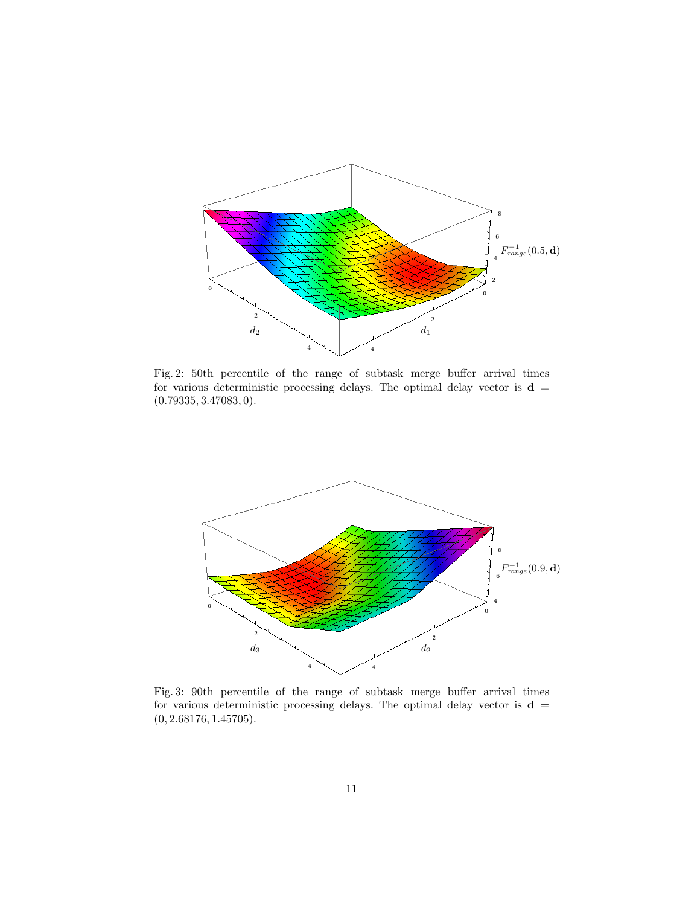Fig. 2: 50th percentile of the range of subtask merge buffer arrival times for various deterministic processing delays. The optimal delay vector is $\mathbf{d} = (0.79335, 3.47083, 0)$.

Fig. 3: 90th percentile of the range of subtask merge buffer arrival times for various deterministic processing delays. The optimal delay vector is $\mathbf{d} = (0, 2.68176, 1.45705)$.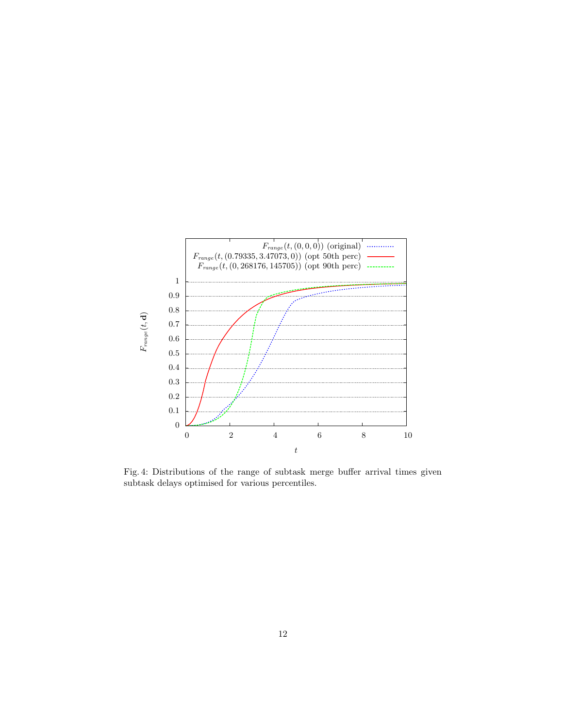Fig. 4: Distributions of the range of subtask merge buffer arrival times given subtask delays optimised for various percentiles.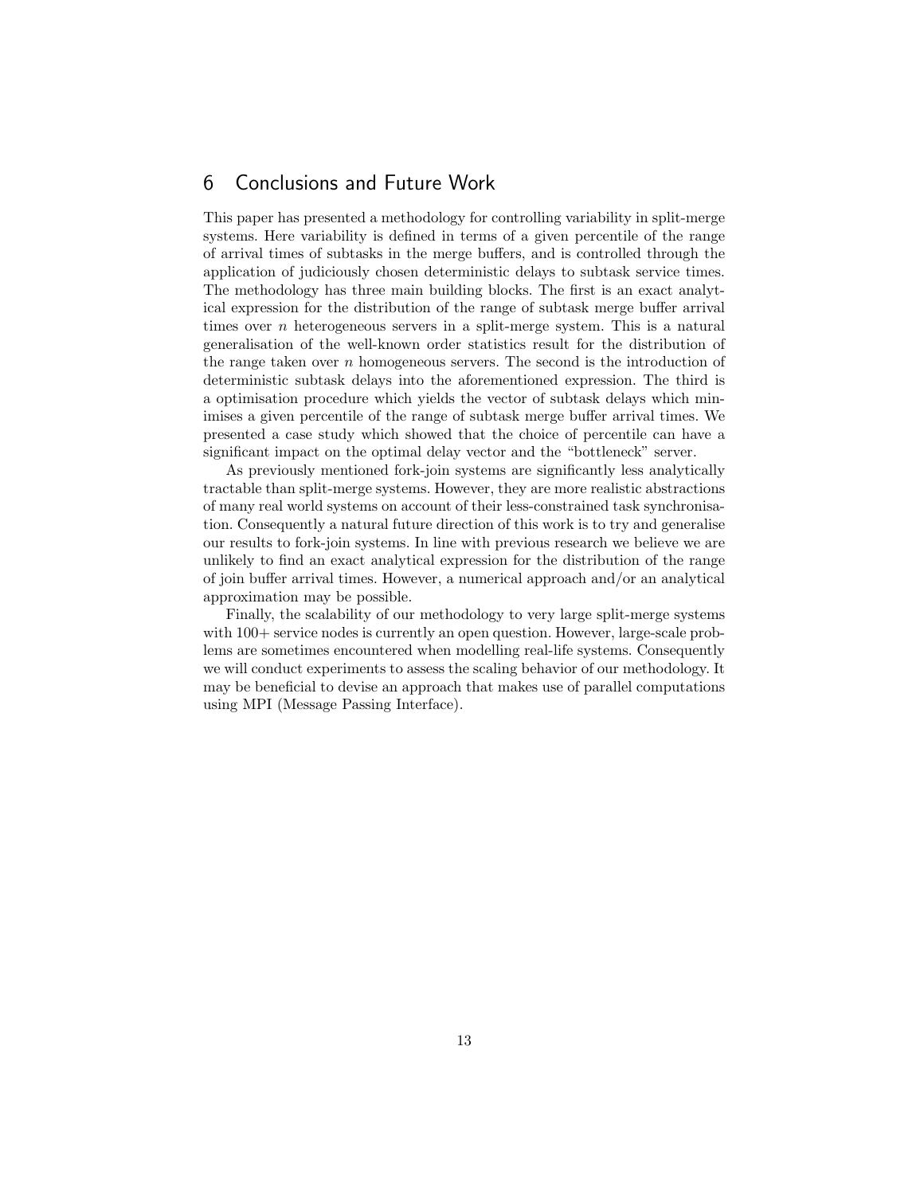## 6 Conclusions and Future Work

This paper has presented a methodology for controlling variability in split-merge systems. Here variability is defined in terms of a given percentile of the range of arrival times of subtasks in the merge buffers, and is controlled through the application of judiciously chosen deterministic delays to subtask service times. The methodology has three main building blocks. The first is an exact analytical expression for the distribution of the range of subtask merge buffer arrival times over $n$ heterogeneous servers in a split-merge system. This is a natural generalisation of the well-known order statistics result for the distribution of the range taken over $n$ homogeneous servers. The second is the introduction of deterministic subtask delays into the aforementioned expression. The third is a optimisation procedure which yields the vector of subtask delays which minimises a given percentile of the range of subtask merge buffer arrival times. We presented a case study which showed that the choice of percentile can have a significant impact on the optimal delay vector and the "bottleneck" server.

As previously mentioned fork-join systems are significantly less analytically tractable than split-merge systems. However, they are more realistic abstractions of many real world systems on account of their less-constrained task synchronisation. Consequently a natural future direction of this work is to try and generalise our results to fork-join systems. In line with previous research we believe we are unlikely to find an exact analytical expression for the distribution of the range of join buffer arrival times. However, a numerical approach and/or an analytical approximation may be possible.

Finally, the scalability of our methodology to very large split-merge systems with 100+ service nodes is currently an open question. However, large-scale problems are sometimes encountered when modelling real-life systems. Consequently we will conduct experiments to assess the scaling behavior of our methodology. It may be beneficial to devise an approach that makes use of parallel computations using MPI (Message Passing Interface).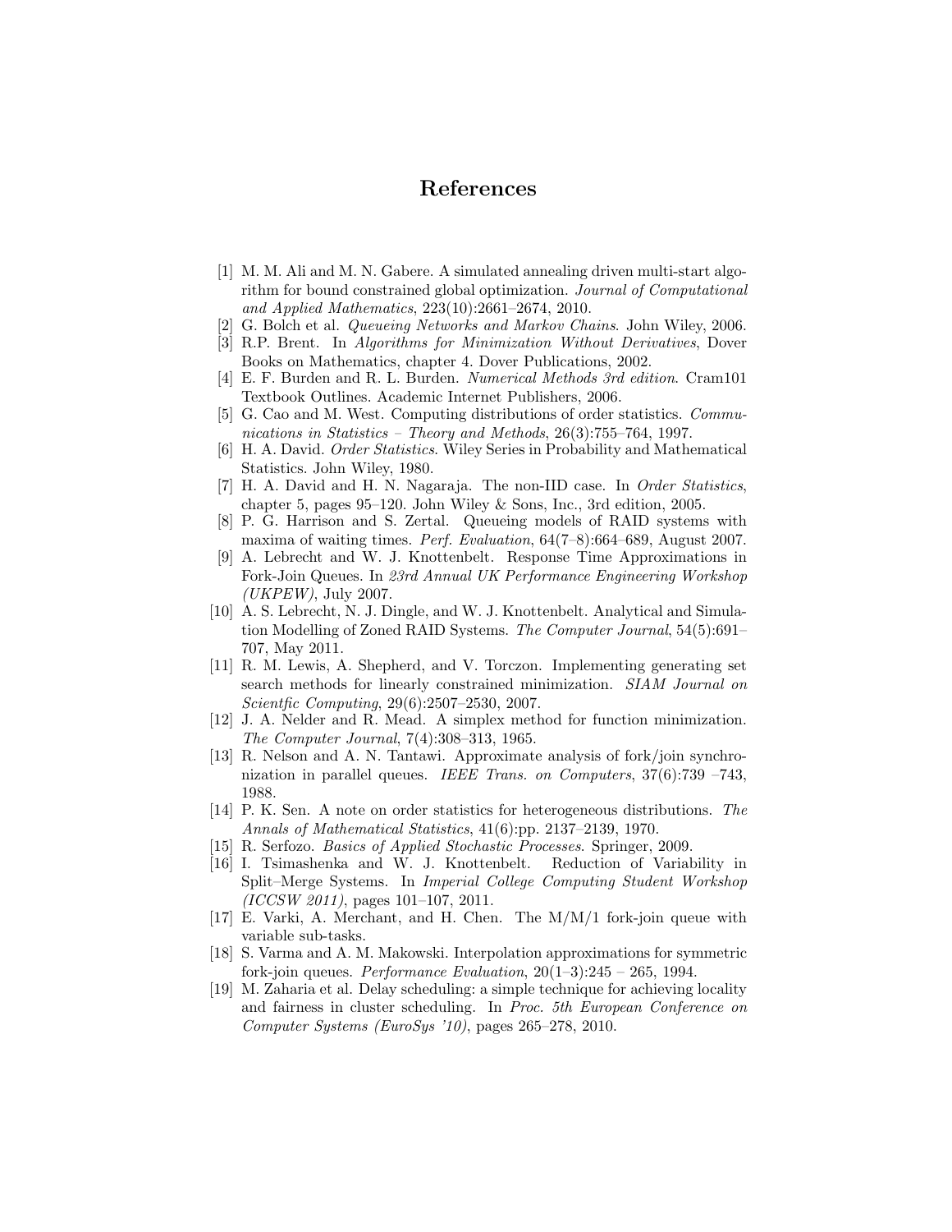# References

[1] M. M. Ali and M. N. Gabere. A simulated annealing driven multi-start algorithm for bound constrained global optimization. *Journal of Computational and Applied Mathematics*, 223(10):2661–2674, 2010.

[2] G. Bolch et al. *Queueing Networks and Markov Chains*. John Wiley, 2006.

[3] R.P. Brent. In *Algorithms for Minimization Without Derivatives*, Dover Books on Mathematics, chapter 4. Dover Publications, 2002.

[4] E. F. Burden and R. L. Burden. *Numerical Methods 3rd edition*. Cram101 Textbook Outlines. Academic Internet Publishers, 2006.

[5] G. Cao and M. West. Computing distributions of order statistics. *Communications in Statistics – Theory and Methods*, 26(3):755–764, 1997.

[6] H. A. David. *Order Statistics*. Wiley Series in Probability and Mathematical Statistics. John Wiley, 1980.

[7] H. A. David and H. N. Nagaraja. The non-IID case. In *Order Statistics*, chapter 5, pages 95–120. John Wiley & Sons, Inc., 3rd edition, 2005.

[8] P. G. Harrison and S. Zertal. Queueing models of RAID systems with maxima of waiting times. *Perf. Evaluation*, 64(7–8):664–689, August 2007.

[9] A. Lebrecht and W. J. Knottenbelt. Response Time Approximations in Fork-Join Queues. In *23rd Annual UK Performance Engineering Workshop (UKPEW)*, July 2007.

[10] A. S. Lebrecht, N. J. Dingle, and W. J. Knottenbelt. Analytical and Simulation Modelling of Zoned RAID Systems. *The Computer Journal*, 54(5):691–707, May 2011.

[11] R. M. Lewis, A. Shepherd, and V. Torczon. Implementing generating set search methods for linearly constrained minimization. *SIAM Journal on Scientfic Computing*, 29(6):2507–2530, 2007.

[12] J. A. Nelder and R. Mead. A simplex method for function minimization. *The Computer Journal*, 7(4):308–313, 1965.

[13] R. Nelson and A. N. Tantawi. Approximate analysis of fork/join synchronization in parallel queues. *IEEE Trans. on Computers*, 37(6):739 –743, 1988.

[14] P. K. Sen. A note on order statistics for heterogeneous distributions. *The Annals of Mathematical Statistics*, 41(6):pp. 2137–2139, 1970.

[15] R. Serfozo. *Basics of Applied Stochastic Processes*. Springer, 2009.

[16] I. Tsimashenka and W. J. Knottenbelt. Reduction of Variability in Split–Merge Systems. In *Imperial College Computing Student Workshop (ICCSW 2011)*, pages 101–107, 2011.

[17] E. Varki, A. Merchant, and H. Chen. The M/M/1 fork-join queue with variable sub-tasks.

[18] S. Varma and A. M. Makowski. Interpolation approximations for symmetric fork-join queues. *Performance Evaluation*, 20(1–3):245 – 265, 1994.

[19] M. Zaharia et al. Delay scheduling: a simple technique for achieving locality and fairness in cluster scheduling. In *Proc. 5th European Conference on Computer Systems (EuroSys '10)*, pages 265–278, 2010.